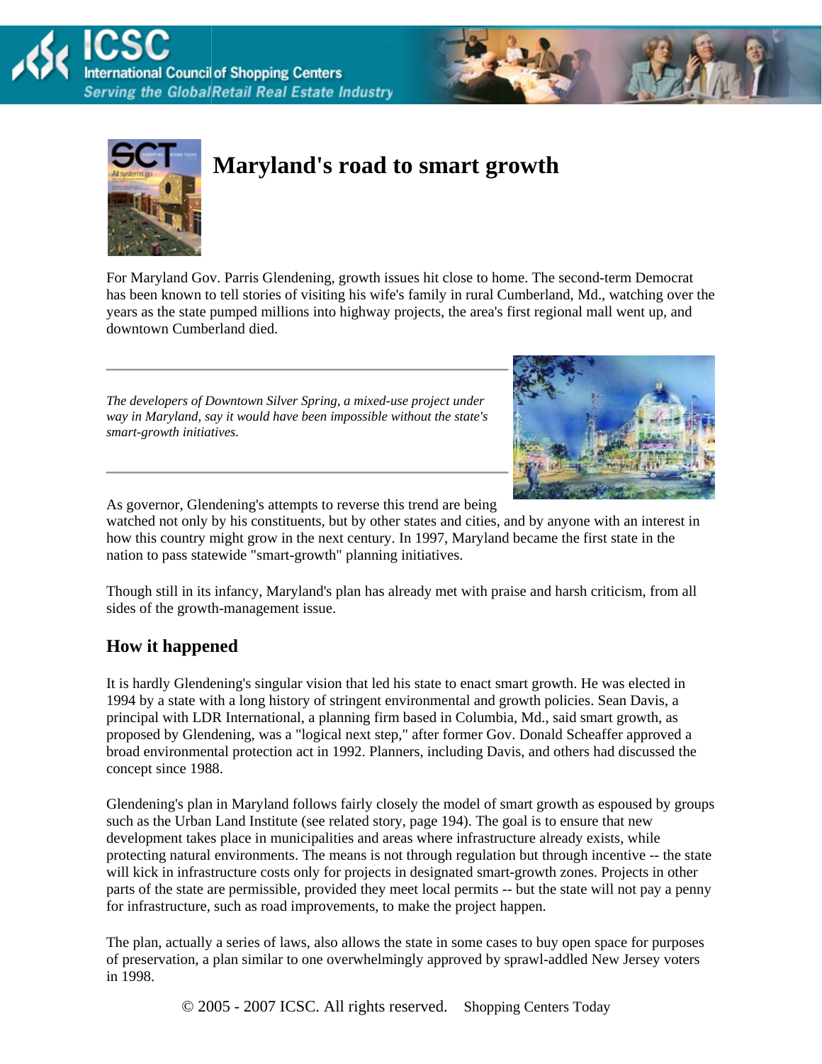# Maryland's road to smart growth

For Maryland Gov. Parris Glendening, growth issues hit close to home. The second-term Democrat has been known to tell stories of visiting his wife's family in rural Cumberland, Md., watching over the years as the state pumped millions into highway projects, the area's first regional mall went up, and downtown Cumberland died.

*The developers of Downtown Silver Spring, a mixed-use project under way in Maryland, say it would have been impossible without the state's smart-growth initiatives.*

As governor, Glendening's attempts to reverse this trend are being watched not only by his constituents, but by other states and cities, and by anyone with an interest in how this country might grow in the next century. In 1997, Maryland became the first state in the nation to pass statewide "smart-growth" planning initiatives.

Though still in its infancy, Maryland's plan has already met with praise and harsh criticism, from all sides of the growth-management issue.

## How it happened

It is hardly Glendening's singular vision that led his state to enact smart growth. He was elected in 1994 by a state with a long history of stringent environmental and growth policies. Sean Davis, a principal with LDR International, a planning firm based in Columbia, Md., said smart growth, as proposed by Glendening, was a "logical next step," after former Gov. Donald Scheaffer approved a broad environmental protection act in 1992. Planners, including Davis, and others had discussed the concept since 1988.

Glendening's plan in Maryland follows fairly closely the model of smart growth as espoused by groups such as the Urban Land Institute (see related story, page 194). The goal is to ensure that new development takes place in municipalities and areas where infrastructure already exists, while protecting natural environments. The means is not through regulation but through incentive -- the state will kick in infrastructure costs only for projects in designated smart-growth zones. Projects in other parts of the state are permissible, provided they meet local permits -- but the state will not pay a penny for infrastructure, such as road improvements, to make the project happen.

The plan, actually a series of laws, also allows the state in some cases to buy open space for purposes of preservation, a plan similar to one overwhelmingly approved by sprawl-addled New Jersey voters in 1998.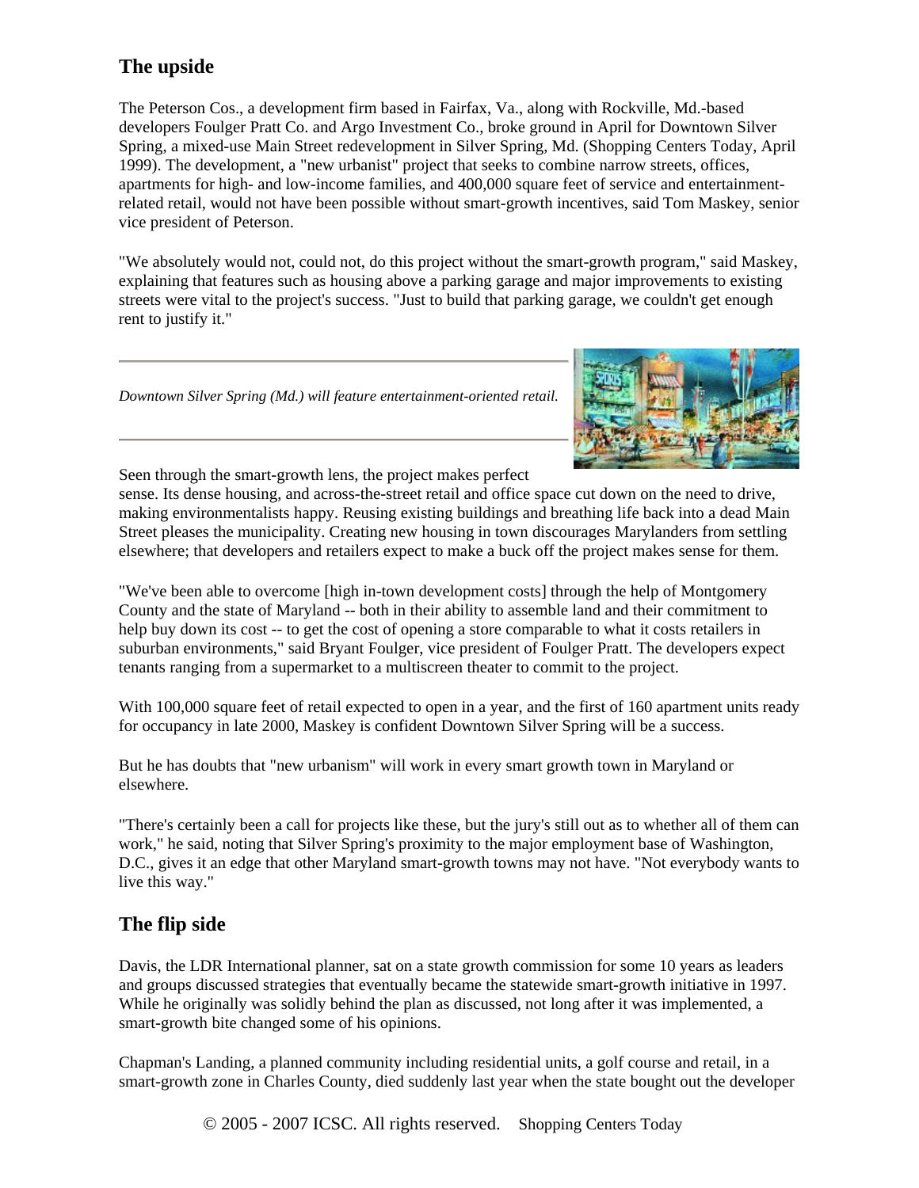## The upside

The Peterson Cos., a development firm based in Fairfax, Va., along with Rockville, Md.-based developers Foulger Pratt Co. and Argo Investment Co., broke ground in April for Downtown Silver Spring, a mixed-use Main Street redevelopment in Silver Spring, Md. (Shopping Centers Today, April 1999). The development, a "new urbanist" project that seeks to combine narrow streets, offices, apartments for high- and low-income families, and 400,000 square feet of service and entertainment-related retail, would not have been possible without smart-growth incentives, said Tom Maskey, senior vice president of Peterson.

"We absolutely would not, could not, do this project without the smart-growth program," said Maskey, explaining that features such as housing above a parking garage and major improvements to existing streets were vital to the project's success. "Just to build that parking garage, we couldn't get enough rent to justify it."

*Downtown Silver Spring (Md.) will feature entertainment-oriented retail.*

Seen through the smart-growth lens, the project makes perfect sense. Its dense housing, and across-the-street retail and office space cut down on the need to drive, making environmentalists happy. Reusing existing buildings and breathing life back into a dead Main Street pleases the municipality. Creating new housing in town discourages Marylanders from settling elsewhere; that developers and retailers expect to make a buck off the project makes sense for them.

"We've been able to overcome [high in-town development costs] through the help of Montgomery County and the state of Maryland -- both in their ability to assemble land and their commitment to help buy down its cost -- to get the cost of opening a store comparable to what it costs retailers in suburban environments," said Bryant Foulger, vice president of Foulger Pratt. The developers expect tenants ranging from a supermarket to a multiscreen theater to commit to the project.

With 100,000 square feet of retail expected to open in a year, and the first of 160 apartment units ready for occupancy in late 2000, Maskey is confident Downtown Silver Spring will be a success.

But he has doubts that "new urbanism" will work in every smart growth town in Maryland or elsewhere.

"There's certainly been a call for projects like these, but the jury's still out as to whether all of them can work," he said, noting that Silver Spring's proximity to the major employment base of Washington, D.C., gives it an edge that other Maryland smart-growth towns may not have. "Not everybody wants to live this way."

## The flip side

Davis, the LDR International planner, sat on a state growth commission for some 10 years as leaders and groups discussed strategies that eventually became the statewide smart-growth initiative in 1997. While he originally was solidly behind the plan as discussed, not long after it was implemented, a smart-growth bite changed some of his opinions.

Chapman's Landing, a planned community including residential units, a golf course and retail, in a smart-growth zone in Charles County, died suddenly last year when the state bought out the developer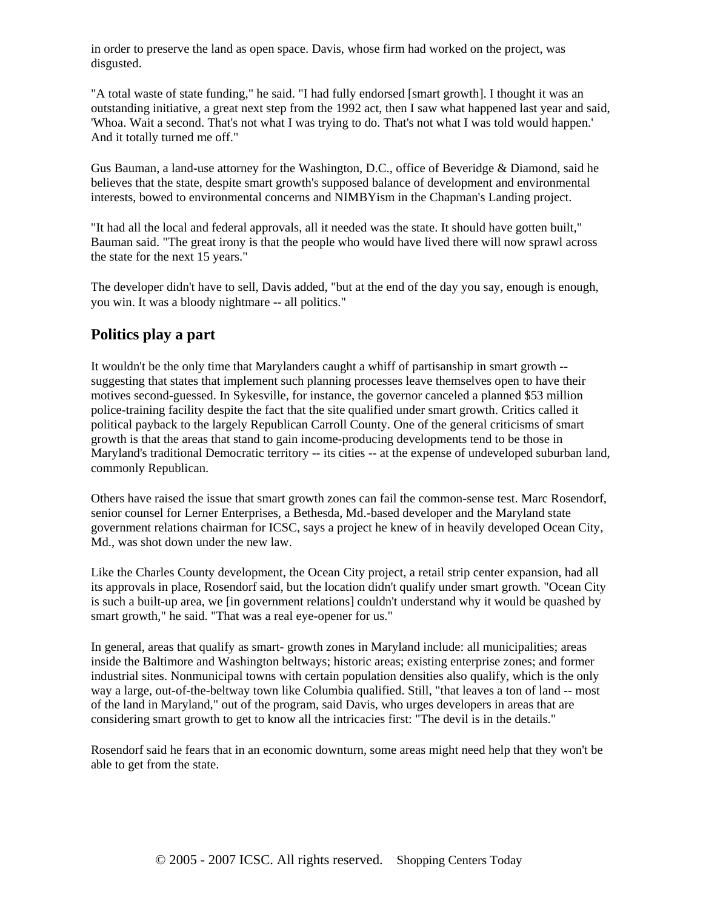in order to preserve the land as open space. Davis, whose firm had worked on the project, was disgusted.

"A total waste of state funding," he said. "I had fully endorsed [smart growth]. I thought it was an outstanding initiative, a great next step from the 1992 act, then I saw what happened last year and said, 'Whoa. Wait a second. That's not what I was trying to do. That's not what I was told would happen.' And it totally turned me off."

Gus Bauman, a land-use attorney for the Washington, D.C., office of Beveridge & Diamond, said he believes that the state, despite smart growth's supposed balance of development and environmental interests, bowed to environmental concerns and NIMBYism in the Chapman's Landing project.

"It had all the local and federal approvals, all it needed was the state. It should have gotten built," Bauman said. "The great irony is that the people who would have lived there will now sprawl across the state for the next 15 years."

The developer didn't have to sell, Davis added, "but at the end of the day you say, enough is enough, you win. It was a bloody nightmare -- all politics."

## Politics play a part

It wouldn't be the only time that Marylanders caught a whiff of partisanship in smart growth -- suggesting that states that implement such planning processes leave themselves open to have their motives second-guessed. In Sykesville, for instance, the governor canceled a planned $53 million police-training facility despite the fact that the site qualified under smart growth. Critics called it political payback to the largely Republican Carroll County. One of the general criticisms of smart growth is that the areas that stand to gain income-producing developments tend to be those in Maryland's traditional Democratic territory -- its cities -- at the expense of undeveloped suburban land, commonly Republican.

Others have raised the issue that smart growth zones can fail the common-sense test. Marc Rosendorf, senior counsel for Lerner Enterprises, a Bethesda, Md.-based developer and the Maryland state government relations chairman for ICSC, says a project he knew of in heavily developed Ocean City, Md., was shot down under the new law.

Like the Charles County development, the Ocean City project, a retail strip center expansion, had all its approvals in place, Rosendorf said, but the location didn't qualify under smart growth. "Ocean City is such a built-up area, we [in government relations] couldn't understand why it would be quashed by smart growth," he said. "That was a real eye-opener for us."

In general, areas that qualify as smart- growth zones in Maryland include: all municipalities; areas inside the Baltimore and Washington beltways; historic areas; existing enterprise zones; and former industrial sites. Nonmunicipal towns with certain population densities also qualify, which is the only way a large, out-of-the-beltway town like Columbia qualified. Still, "that leaves a ton of land -- most of the land in Maryland," out of the program, said Davis, who urges developers in areas that are considering smart growth to get to know all the intricacies first: "The devil is in the details."

Rosendorf said he fears that in an economic downturn, some areas might need help that they won't be able to get from the state.